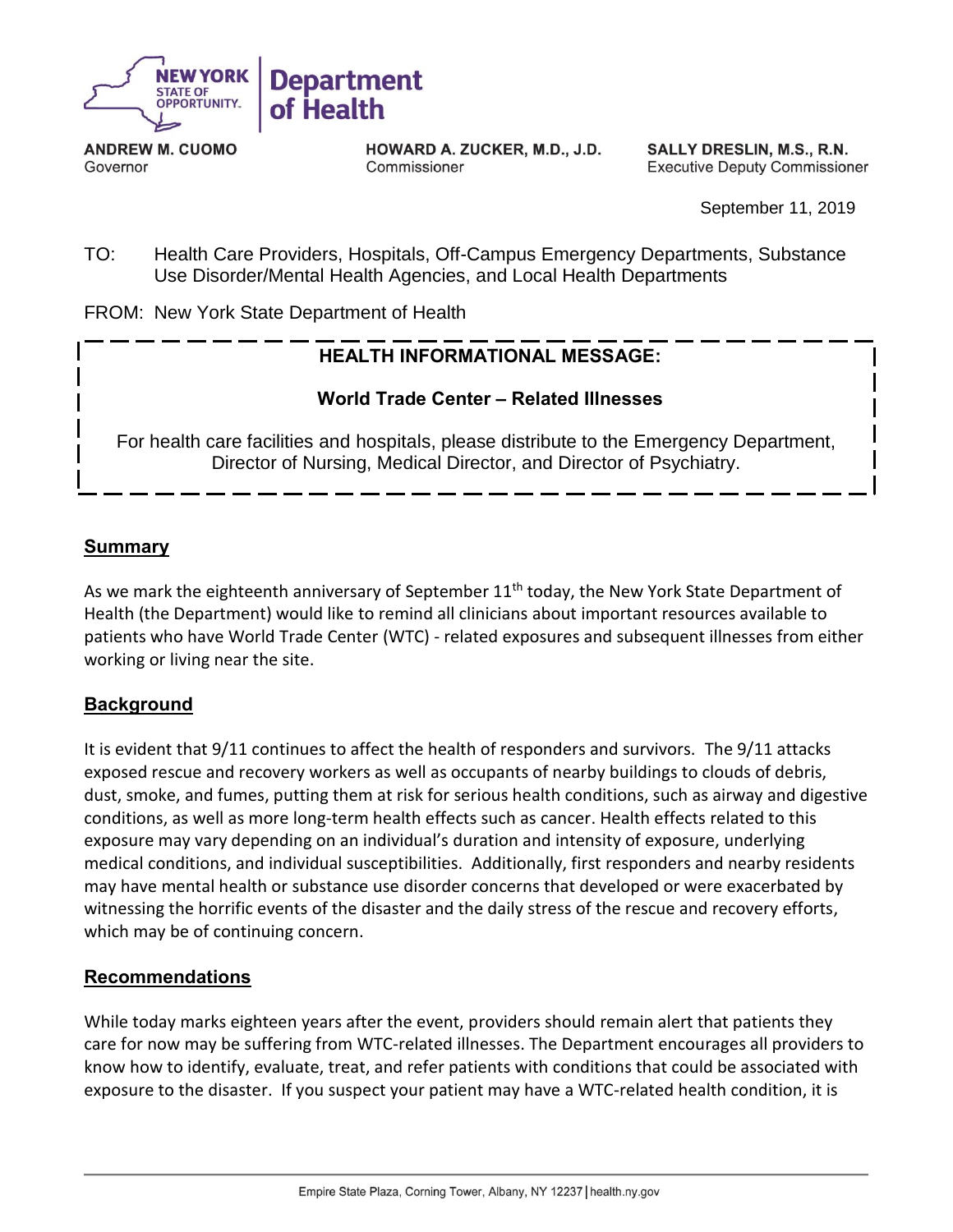**NEW YORK STATE OF OPPORTUNITY. | Department of Health**

**ANDREW M. CUOMO**
Governor

**HOWARD A. ZUCKER, M.D., J.D.**
Commissioner

**SALLY DRESLIN, M.S., R.N.**
Executive Deputy Commissioner

September 11, 2019

TO: Health Care Providers, Hospitals, Off-Campus Emergency Departments, Substance Use Disorder/Mental Health Agencies, and Local Health Departments

FROM: New York State Department of Health

**HEALTH INFORMATIONAL MESSAGE:**

**World Trade Center – Related Illnesses**

For health care facilities and hospitals, please distribute to the Emergency Department, Director of Nursing, Medical Director, and Director of Psychiatry.

## Summary

As we mark the eighteenth anniversary of September 11th today, the New York State Department of Health (the Department) would like to remind all clinicians about important resources available to patients who have World Trade Center (WTC) - related exposures and subsequent illnesses from either working or living near the site.

## Background

It is evident that 9/11 continues to affect the health of responders and survivors. The 9/11 attacks exposed rescue and recovery workers as well as occupants of nearby buildings to clouds of debris, dust, smoke, and fumes, putting them at risk for serious health conditions, such as airway and digestive conditions, as well as more long-term health effects such as cancer. Health effects related to this exposure may vary depending on an individual's duration and intensity of exposure, underlying medical conditions, and individual susceptibilities. Additionally, first responders and nearby residents may have mental health or substance use disorder concerns that developed or were exacerbated by witnessing the horrific events of the disaster and the daily stress of the rescue and recovery efforts, which may be of continuing concern.

## Recommendations

While today marks eighteen years after the event, providers should remain alert that patients they care for now may be suffering from WTC-related illnesses. The Department encourages all providers to know how to identify, evaluate, treat, and refer patients with conditions that could be associated with exposure to the disaster. If you suspect your patient may have a WTC-related health condition, it is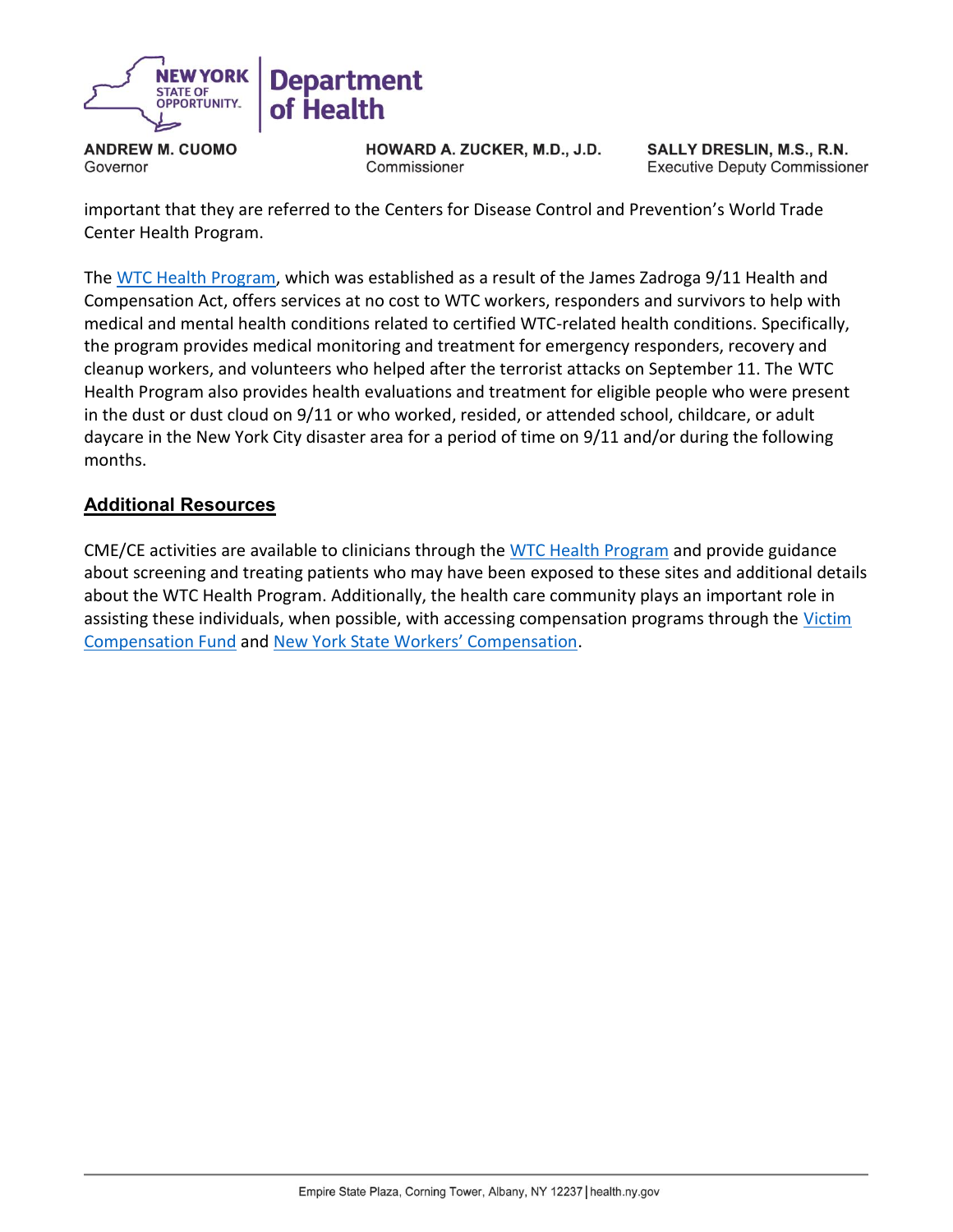important that they are referred to the Centers for Disease Control and Prevention's World Trade Center Health Program.

The WTC Health Program, which was established as a result of the James Zadroga 9/11 Health and Compensation Act, offers services at no cost to WTC workers, responders and survivors to help with medical and mental health conditions related to certified WTC-related health conditions. Specifically, the program provides medical monitoring and treatment for emergency responders, recovery and cleanup workers, and volunteers who helped after the terrorist attacks on September 11. The WTC Health Program also provides health evaluations and treatment for eligible people who were present in the dust or dust cloud on 9/11 or who worked, resided, or attended school, childcare, or adult daycare in the New York City disaster area for a period of time on 9/11 and/or during the following months.

## Additional Resources

CME/CE activities are available to clinicians through the WTC Health Program and provide guidance about screening and treating patients who may have been exposed to these sites and additional details about the WTC Health Program. Additionally, the health care community plays an important role in assisting these individuals, when possible, with accessing compensation programs through the Victim Compensation Fund and New York State Workers' Compensation.